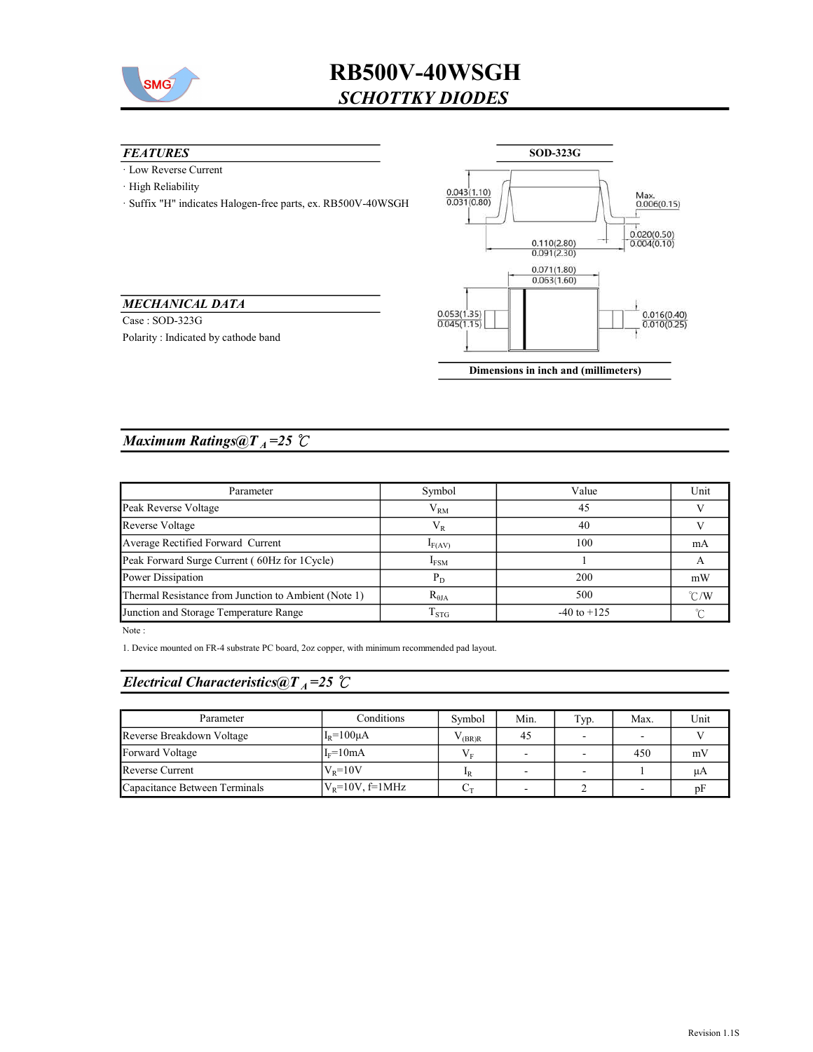# RB500V-40WSGH

## *SCHOTTKY DIODES*

### *FEATURES*

- Low Reverse Current
- High Reliability
- Suffix "H" indicates Halogen-free parts, ex. RB500V-40WSGH

**SOD-323G**

0.043(1.10)
0.031(0.80)

Max.
0.006(0.15)

0.020(0.50)
0.004(0.10)

0.110(2.80)
0.091(2.30)

0.071(1.80)
0.063(1.60)

0.053(1.35)
0.045(1.15)

0.016(0.40)
0.010(0.25)

**Dimensions in inch and (millimeters)**

### *MECHANICAL DATA*

Case : SOD-323G

Polarity : Indicated by cathode band

## *Maximum Ratings@$T_A$=25 ℃*

| Parameter | Symbol | Value | Unit |
|---|---|---|---|
| Peak Reverse Voltage | $V_{RM}$ | 45 | V |
| Reverse Voltage | $V_R$ | 40 | V |
| Average Rectified Forward Current | $I_{F(AV)}$ | 100 | mA |
| Peak Forward Surge Current ( 60Hz for 1Cycle) | $I_{FSM}$ | 1 | A |
| Power Dissipation | $P_D$ | 200 | mW |
| Thermal Resistance from Junction to Ambient (Note 1) | $R_{\theta JA}$ | 500 | ℃/W |
| Junction and Storage Temperature Range | $T_{STG}$ | -40 to +125 | ℃ |

Note :

1. Device mounted on FR-4 substrate PC board, 2oz copper, with minimum recommended pad layout.

## *Electrical Characteristics@$T_A$=25 ℃*

| Parameter | Conditions | Symbol | Min. | Typ. | Max. | Unit |
|---|---|---|---|---|---|---|
| Reverse Breakdown Voltage | $I_R$=100μA | $V_{(BR)R}$ | 45 | - | - | V |
| Forward Voltage | $I_F$=10mA | $V_F$ | - | - | 450 | mV |
| Reverse Current | $V_R$=10V | $I_R$ | - | - | 1 | μA |
| Capacitance Between Terminals | $V_R$=10V, f=1MHz | $C_T$ | - | 2 | - | pF |

Revision 1.1S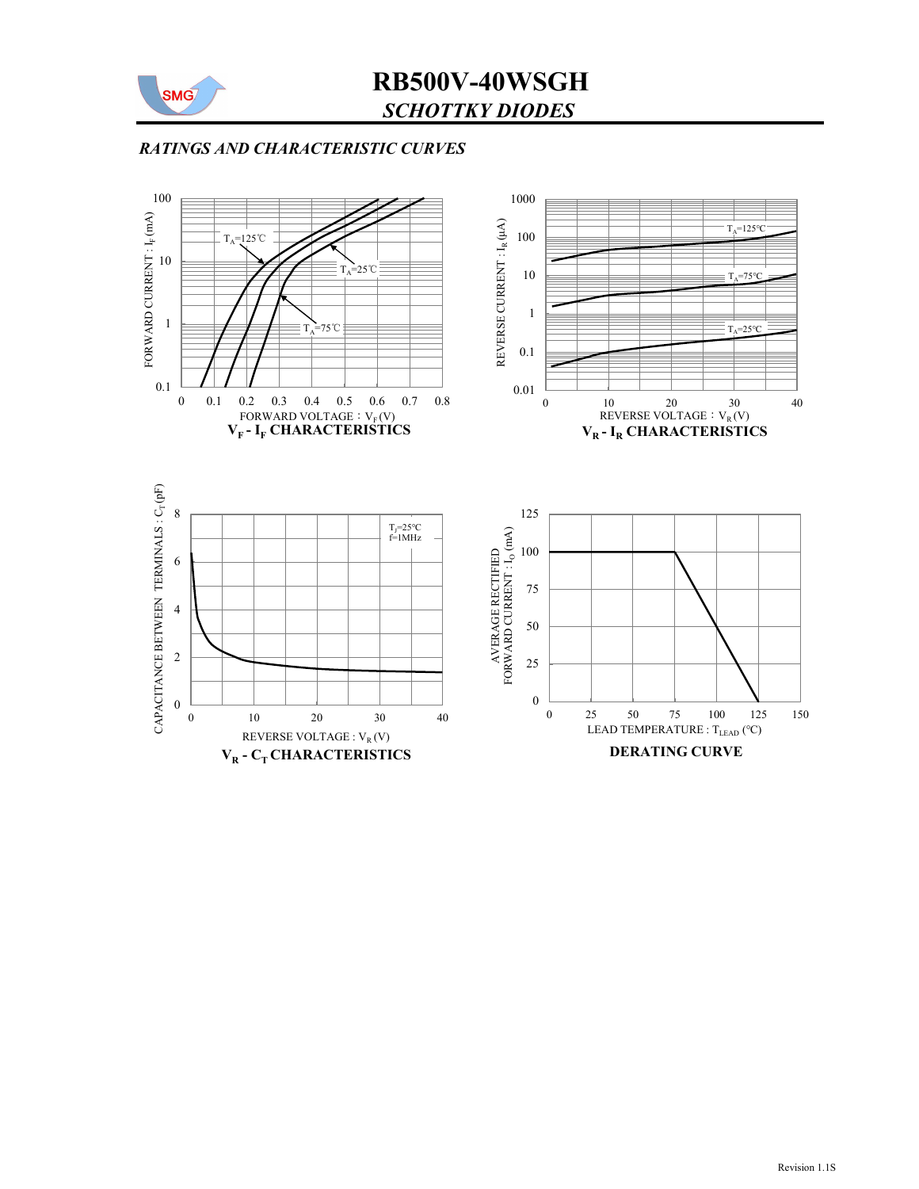# RB500V-40WSGH

## *SCHOTTKY DIODES*

### *RATINGS AND CHARACTERISTIC CURVES*

FORWARD CURRENT : $I_F$ (mA)

$T_A$=125℃

$T_A$=25℃

$T_A$=75℃

FORWARD VOLTAGE : $V_F$ (V)

**$V_F$ - $I_F$ CHARACTERISTICS**

REVERSE CURRENT : $I_R$ (μA)

$T_A$=125°C

$T_A$=75°C

$T_A$=25°C

REVERSE VOLTAGE : $V_R$ (V)

**$V_R$ - $I_R$ CHARACTERISTICS**

CAPACITANCE BETWEEN TERMINALS : $C_T$ (pF)

$T_J$=25°C
f=1MHz

REVERSE VOLTAGE : $V_R$ (V)

**$V_R$ - $C_T$ CHARACTERISTICS**

AVERAGE RECTIFIED FORWARD CURRENT : $I_O$ (mA)

LEAD TEMPERATURE : $T_{LEAD}$ (°C)

**DERATING CURVE**

Revision 1.1S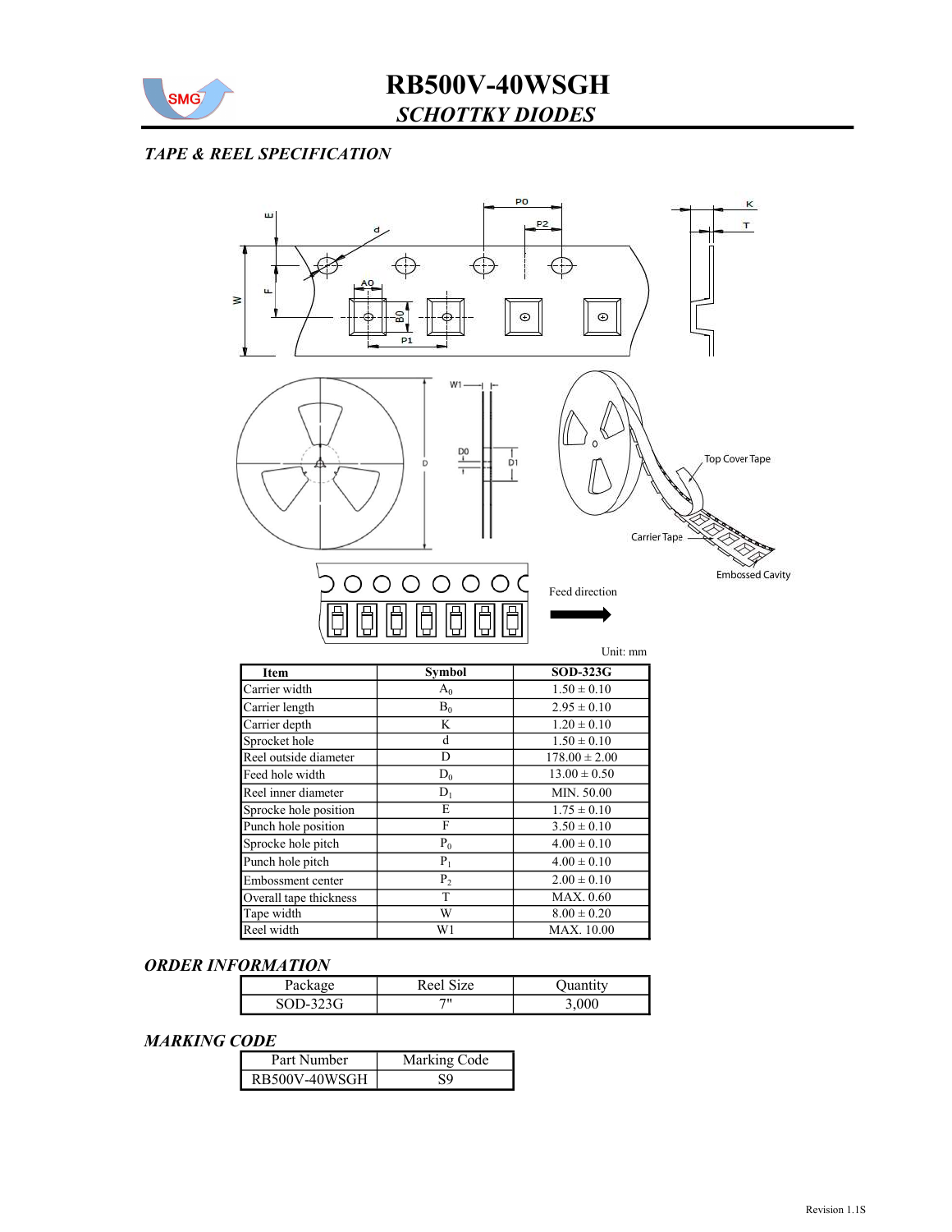# RB500V-40WSGH

## *SCHOTTKY DIODES*

### *TAPE & REEL SPECIFICATION*

Unit: mm

| Item | Symbol | SOD-323G |
|---|---|---|
| Carrier width | $A_0$ | 1.50 ± 0.10 |
| Carrier length | $B_0$ | 2.95 ± 0.10 |
| Carrier depth | K | 1.20 ± 0.10 |
| Sprocket hole | d | 1.50 ± 0.10 |
| Reel outside diameter | D | 178.00 ± 2.00 |
| Feed hole width | $D_0$ | 13.00 ± 0.50 |
| Reel inner diameter | $D_1$ | MIN. 50.00 |
| Sprocke hole position | E | 1.75 ± 0.10 |
| Punch hole position | F | 3.50 ± 0.10 |
| Sprocke hole pitch | $P_0$ | 4.00 ± 0.10 |
| Punch hole pitch | $P_1$ | 4.00 ± 0.10 |
| Embossment center | $P_2$ | 2.00 ± 0.10 |
| Overall tape thickness | T | MAX. 0.60 |
| Tape width | W | 8.00 ± 0.20 |
| Reel width | W1 | MAX. 10.00 |

### *ORDER INFORMATION*

| Package | Reel Size | Quantity |
|---|---|---|
| SOD-323G | 7" | 3,000 |

### *MARKING CODE*

| Part Number | Marking Code |
|---|---|
| RB500V-40WSGH | S9 |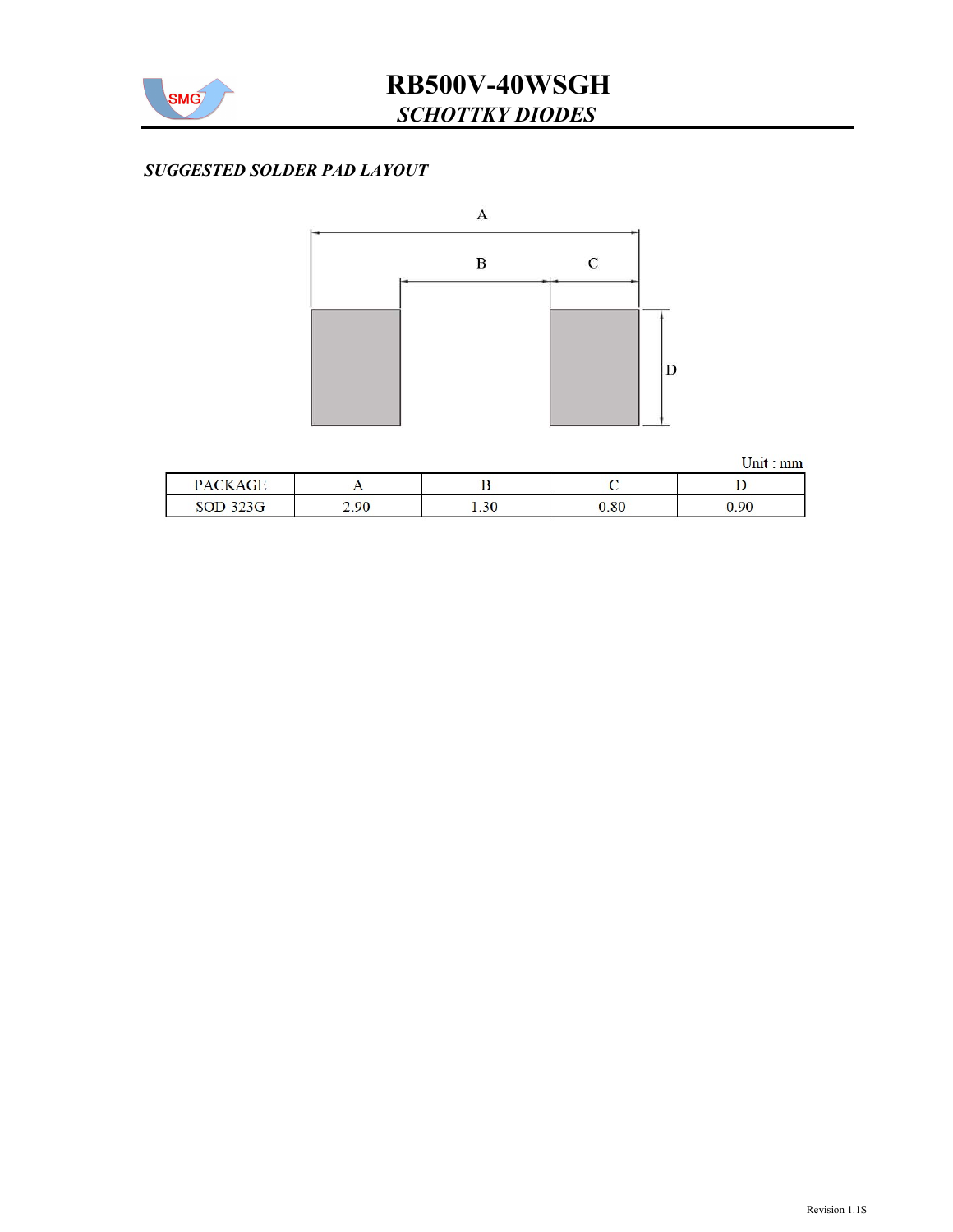# RB500V-40WSGH

## *SCHOTTKY DIODES*

### *SUGGESTED SOLDER PAD LAYOUT*

A

B

C

D

Unit : mm

| PACKAGE | A | B | C | D |
|---|---|---|---|---|
| SOD-323G | 2.90 | 1.30 | 0.80 | 0.90 |

Revision 1.1S